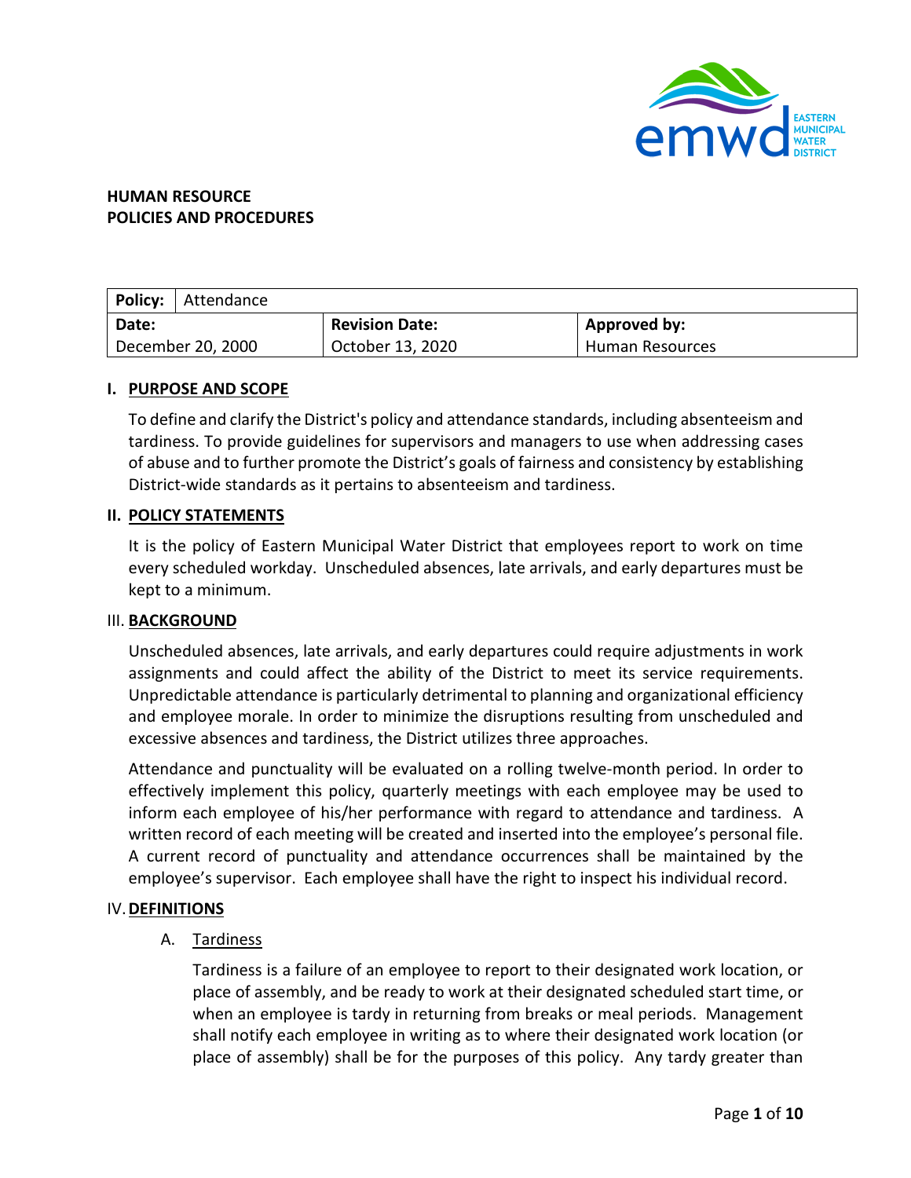**HUMAN RESOURCE**
**POLICIES AND PROCEDURES**

| **Policy:** Attendance | | |
|---|---|---|
| **Date:** | **Revision Date:** | **Approved by:** |
| December 20, 2000 | October 13, 2020 | Human Resources |

## I. PURPOSE AND SCOPE

To define and clarify the District's policy and attendance standards, including absenteeism and tardiness. To provide guidelines for supervisors and managers to use when addressing cases of abuse and to further promote the District's goals of fairness and consistency by establishing District-wide standards as it pertains to absenteeism and tardiness.

## II. POLICY STATEMENTS

It is the policy of Eastern Municipal Water District that employees report to work on time every scheduled workday. Unscheduled absences, late arrivals, and early departures must be kept to a minimum.

## III. BACKGROUND

Unscheduled absences, late arrivals, and early departures could require adjustments in work assignments and could affect the ability of the District to meet its service requirements. Unpredictable attendance is particularly detrimental to planning and organizational efficiency and employee morale. In order to minimize the disruptions resulting from unscheduled and excessive absences and tardiness, the District utilizes three approaches.

Attendance and punctuality will be evaluated on a rolling twelve-month period. In order to effectively implement this policy, quarterly meetings with each employee may be used to inform each employee of his/her performance with regard to attendance and tardiness. A written record of each meeting will be created and inserted into the employee's personal file. A current record of punctuality and attendance occurrences shall be maintained by the employee's supervisor. Each employee shall have the right to inspect his individual record.

## IV. DEFINITIONS

### A. Tardiness

Tardiness is a failure of an employee to report to their designated work location, or place of assembly, and be ready to work at their designated scheduled start time, or when an employee is tardy in returning from breaks or meal periods. Management shall notify each employee in writing as to where their designated work location (or place of assembly) shall be for the purposes of this policy. Any tardy greater than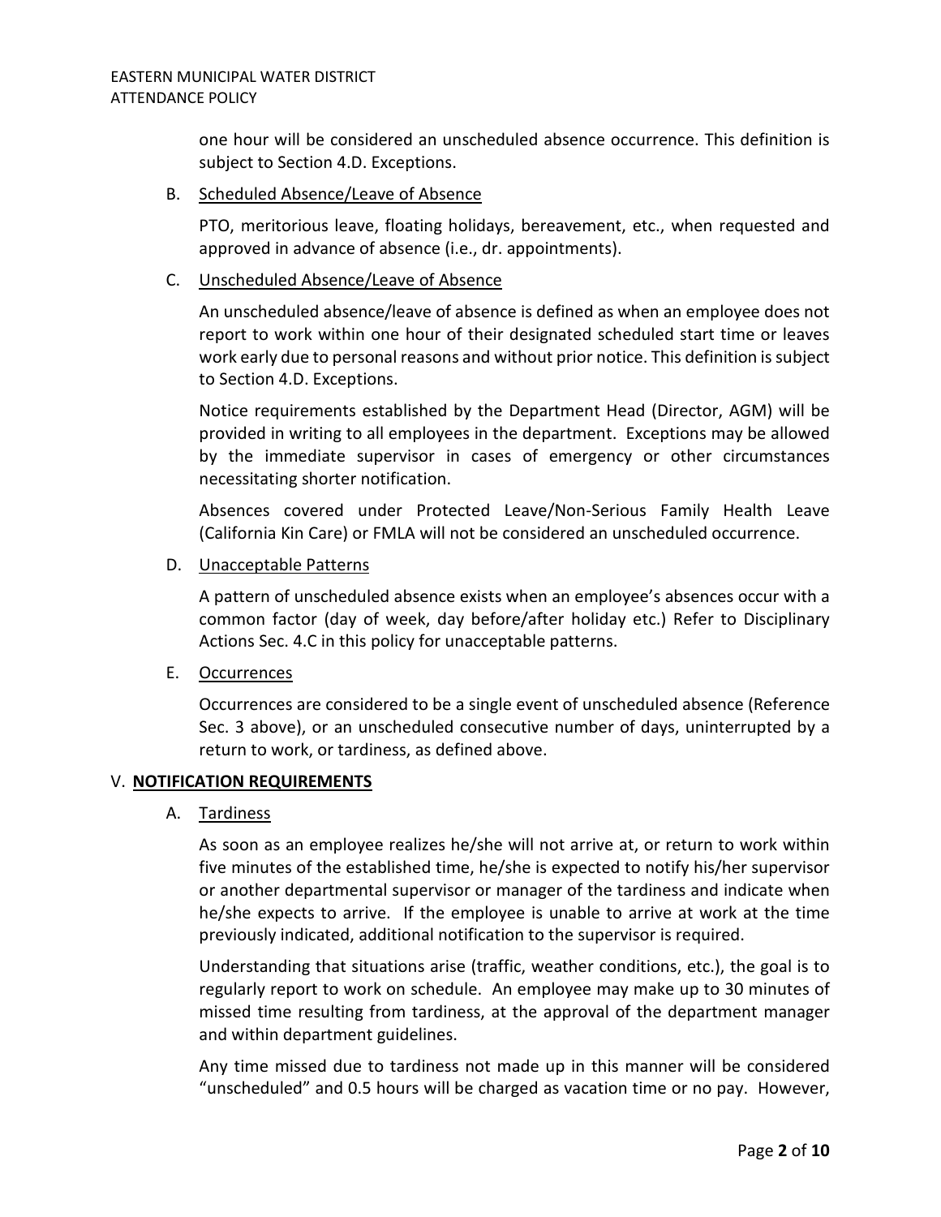one hour will be considered an unscheduled absence occurrence. This definition is subject to Section 4.D. Exceptions.

B. <u>Scheduled Absence/Leave of Absence</u>

PTO, meritorious leave, floating holidays, bereavement, etc., when requested and approved in advance of absence (i.e., dr. appointments).

C. <u>Unscheduled Absence/Leave of Absence</u>

An unscheduled absence/leave of absence is defined as when an employee does not report to work within one hour of their designated scheduled start time or leaves work early due to personal reasons and without prior notice. This definition is subject to Section 4.D. Exceptions.

Notice requirements established by the Department Head (Director, AGM) will be provided in writing to all employees in the department. Exceptions may be allowed by the immediate supervisor in cases of emergency or other circumstances necessitating shorter notification.

Absences covered under Protected Leave/Non-Serious Family Health Leave (California Kin Care) or FMLA will not be considered an unscheduled occurrence.

D. <u>Unacceptable Patterns</u>

A pattern of unscheduled absence exists when an employee's absences occur with a common factor (day of week, day before/after holiday etc.) Refer to Disciplinary Actions Sec. 4.C in this policy for unacceptable patterns.

E. <u>Occurrences</u>

Occurrences are considered to be a single event of unscheduled absence (Reference Sec. 3 above), or an unscheduled consecutive number of days, uninterrupted by a return to work, or tardiness, as defined above.

## V. **<u>NOTIFICATION REQUIREMENTS</u>**

A. <u>Tardiness</u>

As soon as an employee realizes he/she will not arrive at, or return to work within five minutes of the established time, he/she is expected to notify his/her supervisor or another departmental supervisor or manager of the tardiness and indicate when he/she expects to arrive. If the employee is unable to arrive at work at the time previously indicated, additional notification to the supervisor is required.

Understanding that situations arise (traffic, weather conditions, etc.), the goal is to regularly report to work on schedule. An employee may make up to 30 minutes of missed time resulting from tardiness, at the approval of the department manager and within department guidelines.

Any time missed due to tardiness not made up in this manner will be considered "unscheduled" and 0.5 hours will be charged as vacation time or no pay. However,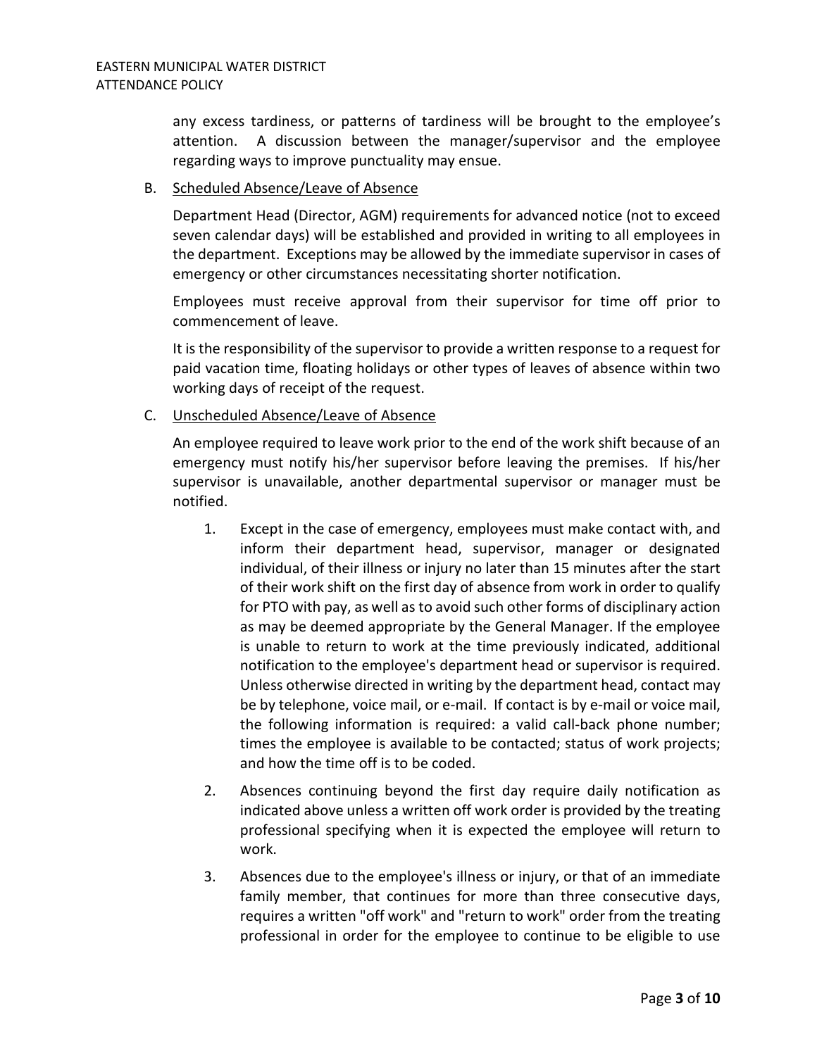any excess tardiness, or patterns of tardiness will be brought to the employee's attention. A discussion between the manager/supervisor and the employee regarding ways to improve punctuality may ensue.

B. Scheduled Absence/Leave of Absence

Department Head (Director, AGM) requirements for advanced notice (not to exceed seven calendar days) will be established and provided in writing to all employees in the department. Exceptions may be allowed by the immediate supervisor in cases of emergency or other circumstances necessitating shorter notification.

Employees must receive approval from their supervisor for time off prior to commencement of leave.

It is the responsibility of the supervisor to provide a written response to a request for paid vacation time, floating holidays or other types of leaves of absence within two working days of receipt of the request.

C. Unscheduled Absence/Leave of Absence

An employee required to leave work prior to the end of the work shift because of an emergency must notify his/her supervisor before leaving the premises. If his/her supervisor is unavailable, another departmental supervisor or manager must be notified.

1. Except in the case of emergency, employees must make contact with, and inform their department head, supervisor, manager or designated individual, of their illness or injury no later than 15 minutes after the start of their work shift on the first day of absence from work in order to qualify for PTO with pay, as well as to avoid such other forms of disciplinary action as may be deemed appropriate by the General Manager. If the employee is unable to return to work at the time previously indicated, additional notification to the employee's department head or supervisor is required. Unless otherwise directed in writing by the department head, contact may be by telephone, voice mail, or e-mail. If contact is by e-mail or voice mail, the following information is required: a valid call-back phone number; times the employee is available to be contacted; status of work projects; and how the time off is to be coded.

2. Absences continuing beyond the first day require daily notification as indicated above unless a written off work order is provided by the treating professional specifying when it is expected the employee will return to work.

3. Absences due to the employee's illness or injury, or that of an immediate family member, that continues for more than three consecutive days, requires a written "off work" and "return to work" order from the treating professional in order for the employee to continue to be eligible to use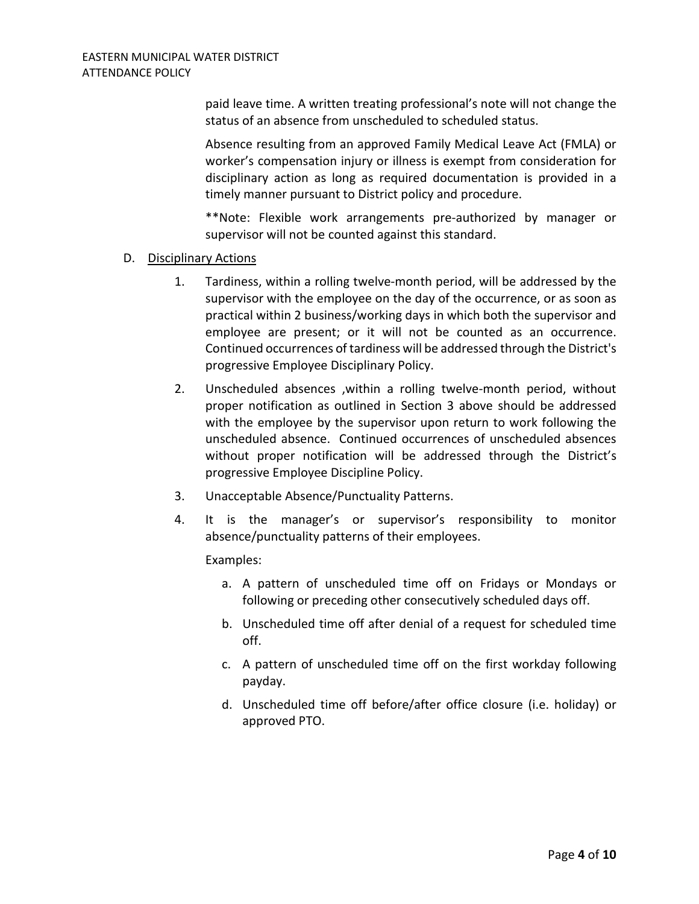paid leave time. A written treating professional's note will not change the status of an absence from unscheduled to scheduled status.

Absence resulting from an approved Family Medical Leave Act (FMLA) or worker's compensation injury or illness is exempt from consideration for disciplinary action as long as required documentation is provided in a timely manner pursuant to District policy and procedure.

**Note: Flexible work arrangements pre-authorized by manager or supervisor will not be counted against this standard.

D. Disciplinary Actions

1. Tardiness, within a rolling twelve-month period, will be addressed by the supervisor with the employee on the day of the occurrence, or as soon as practical within 2 business/working days in which both the supervisor and employee are present; or it will not be counted as an occurrence. Continued occurrences of tardiness will be addressed through the District's progressive Employee Disciplinary Policy.

2. Unscheduled absences ,within a rolling twelve-month period, without proper notification as outlined in Section 3 above should be addressed with the employee by the supervisor upon return to work following the unscheduled absence. Continued occurrences of unscheduled absences without proper notification will be addressed through the District's progressive Employee Discipline Policy.

3. Unacceptable Absence/Punctuality Patterns.

4. It is the manager's or supervisor's responsibility to monitor absence/punctuality patterns of their employees.

   Examples:

   a. A pattern of unscheduled time off on Fridays or Mondays or following or preceding other consecutively scheduled days off.

   b. Unscheduled time off after denial of a request for scheduled time off.

   c. A pattern of unscheduled time off on the first workday following payday.

   d. Unscheduled time off before/after office closure (i.e. holiday) or approved PTO.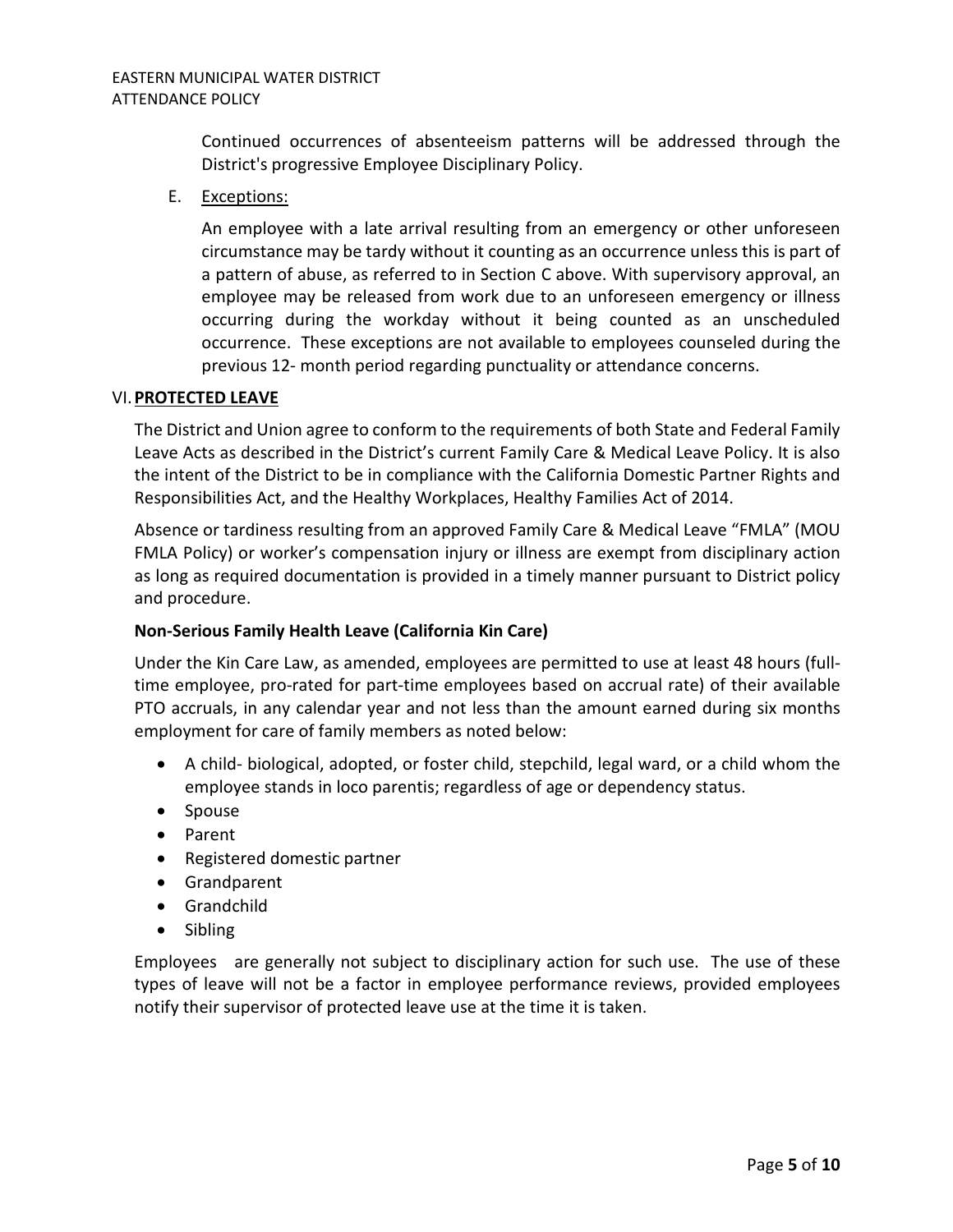Continued occurrences of absenteeism patterns will be addressed through the District's progressive Employee Disciplinary Policy.

E. Exceptions:

An employee with a late arrival resulting from an emergency or other unforeseen circumstance may be tardy without it counting as an occurrence unless this is part of a pattern of abuse, as referred to in Section C above. With supervisory approval, an employee may be released from work due to an unforeseen emergency or illness occurring during the workday without it being counted as an unscheduled occurrence. These exceptions are not available to employees counseled during the previous 12- month period regarding punctuality or attendance concerns.

## VI. PROTECTED LEAVE

The District and Union agree to conform to the requirements of both State and Federal Family Leave Acts as described in the District's current Family Care & Medical Leave Policy. It is also the intent of the District to be in compliance with the California Domestic Partner Rights and Responsibilities Act, and the Healthy Workplaces, Healthy Families Act of 2014.

Absence or tardiness resulting from an approved Family Care & Medical Leave "FMLA" (MOU FMLA Policy) or worker's compensation injury or illness are exempt from disciplinary action as long as required documentation is provided in a timely manner pursuant to District policy and procedure.

### Non-Serious Family Health Leave (California Kin Care)

Under the Kin Care Law, as amended, employees are permitted to use at least 48 hours (full-time employee, pro-rated for part-time employees based on accrual rate) of their available PTO accruals, in any calendar year and not less than the amount earned during six months employment for care of family members as noted below:

- A child- biological, adopted, or foster child, stepchild, legal ward, or a child whom the employee stands in loco parentis; regardless of age or dependency status.
- Spouse
- Parent
- Registered domestic partner
- Grandparent
- Grandchild
- Sibling

Employees are generally not subject to disciplinary action for such use. The use of these types of leave will not be a factor in employee performance reviews, provided employees notify their supervisor of protected leave use at the time it is taken.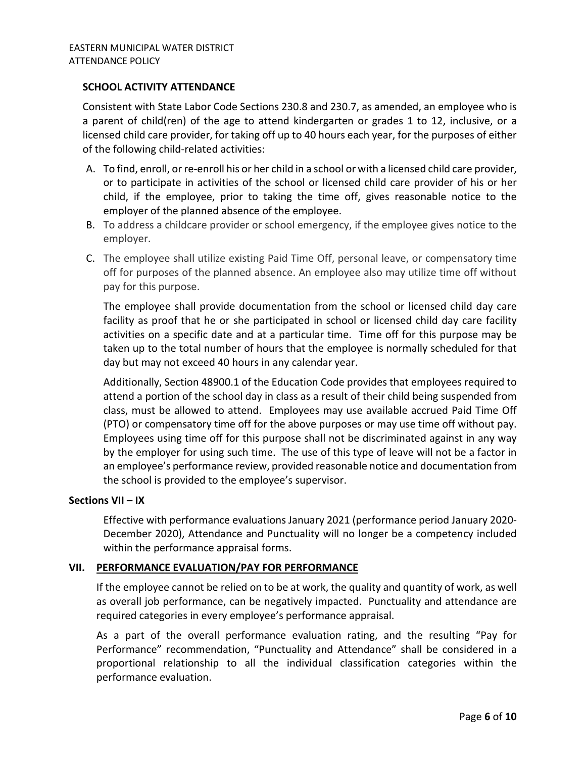### SCHOOL ACTIVITY ATTENDANCE

Consistent with State Labor Code Sections 230.8 and 230.7, as amended, an employee who is a parent of child(ren) of the age to attend kindergarten or grades 1 to 12, inclusive, or a licensed child care provider, for taking off up to 40 hours each year, for the purposes of either of the following child-related activities:

A. To find, enroll, or re-enroll his or her child in a school or with a licensed child care provider, or to participate in activities of the school or licensed child care provider of his or her child, if the employee, prior to taking the time off, gives reasonable notice to the employer of the planned absence of the employee.
B. To address a childcare provider or school emergency, if the employee gives notice to the employer.
C. The employee shall utilize existing Paid Time Off, personal leave, or compensatory time off for purposes of the planned absence. An employee also may utilize time off without pay for this purpose.

   The employee shall provide documentation from the school or licensed child day care facility as proof that he or she participated in school or licensed child day care facility activities on a specific date and at a particular time. Time off for this purpose may be taken up to the total number of hours that the employee is normally scheduled for that day but may not exceed 40 hours in any calendar year.

   Additionally, Section 48900.1 of the Education Code provides that employees required to attend a portion of the school day in class as a result of their child being suspended from class, must be allowed to attend. Employees may use available accrued Paid Time Off (PTO) or compensatory time off for the above purposes or may use time off without pay. Employees using time off for this purpose shall not be discriminated against in any way by the employer for using such time. The use of this type of leave will not be a factor in an employee's performance review, provided reasonable notice and documentation from the school is provided to the employee's supervisor.

**Sections VII – IX**

Effective with performance evaluations January 2021 (performance period January 2020-December 2020), Attendance and Punctuality will no longer be a competency included within the performance appraisal forms.

## VII. <u>PERFORMANCE EVALUATION/PAY FOR PERFORMANCE</u>

If the employee cannot be relied on to be at work, the quality and quantity of work, as well as overall job performance, can be negatively impacted. Punctuality and attendance are required categories in every employee's performance appraisal.

As a part of the overall performance evaluation rating, and the resulting "Pay for Performance" recommendation, "Punctuality and Attendance" shall be considered in a proportional relationship to all the individual classification categories within the performance evaluation.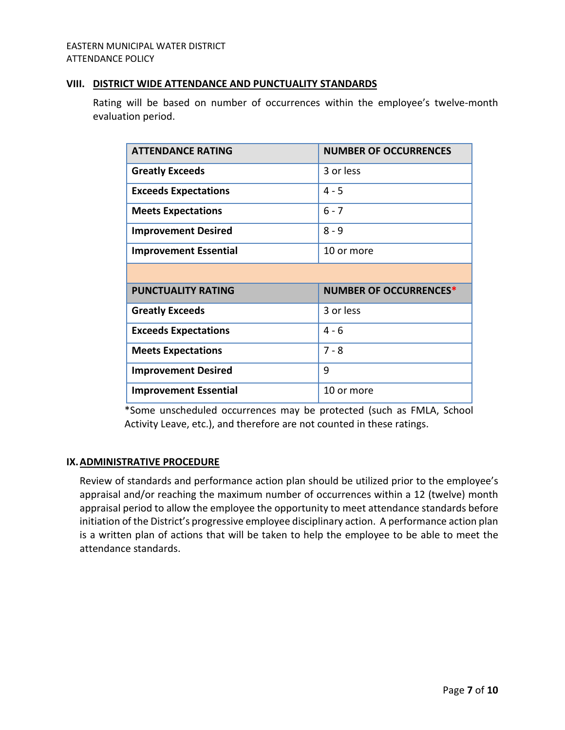## VIII. DISTRICT WIDE ATTENDANCE AND PUNCTUALITY STANDARDS

Rating will be based on number of occurrences within the employee's twelve-month evaluation period.

| ATTENDANCE RATING | NUMBER OF OCCURRENCES |
|---|---|
| **Greatly Exceeds** | 3 or less |
| **Exceeds Expectations** | 4 - 5 |
| **Meets Expectations** | 6 - 7 |
| **Improvement Desired** | 8 - 9 |
| **Improvement Essential** | 10 or more |
| | |
| **PUNCTUALITY RATING** | **NUMBER OF OCCURRENCES*** |
| **Greatly Exceeds** | 3 or less |
| **Exceeds Expectations** | 4 - 6 |
| **Meets Expectations** | 7 - 8 |
| **Improvement Desired** | 9 |
| **Improvement Essential** | 10 or more |

*Some unscheduled occurrences may be protected (such as FMLA, School Activity Leave, etc.), and therefore are not counted in these ratings.

## IX. ADMINISTRATIVE PROCEDURE

Review of standards and performance action plan should be utilized prior to the employee's appraisal and/or reaching the maximum number of occurrences within a 12 (twelve) month appraisal period to allow the employee the opportunity to meet attendance standards before initiation of the District's progressive employee disciplinary action. A performance action plan is a written plan of actions that will be taken to help the employee to be able to meet the attendance standards.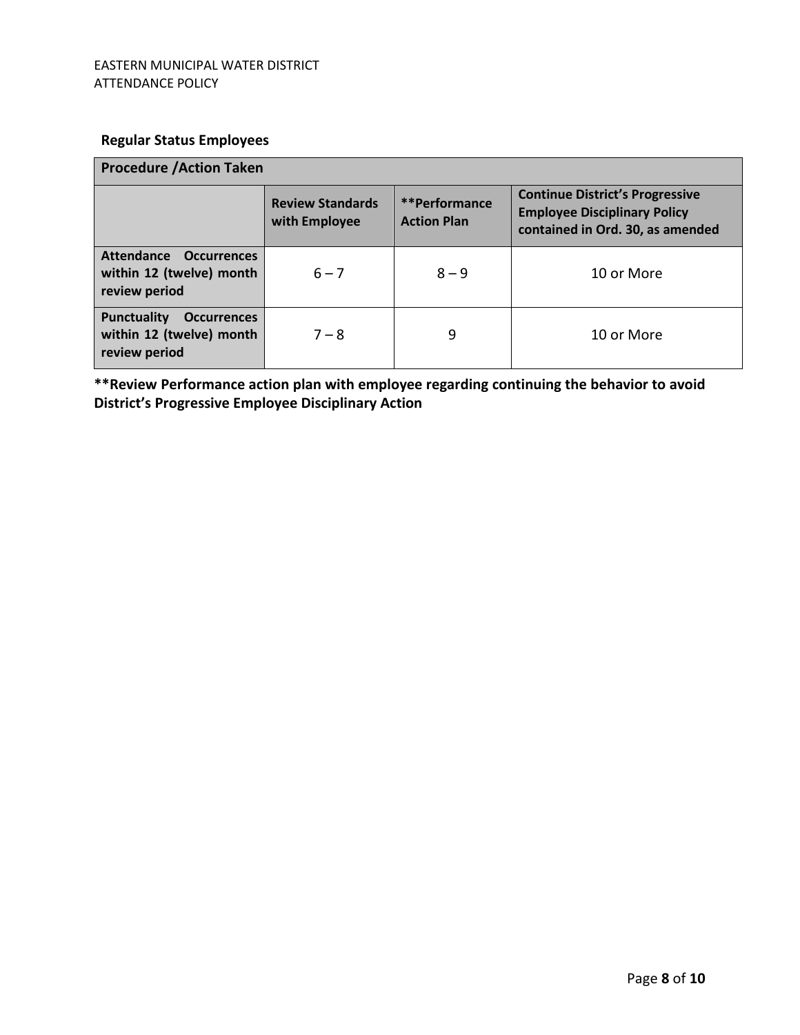### Regular Status Employees

| Procedure /Action Taken | | | |
|---|---|---|---|
| | **Review Standards with Employee** | **\*\*Performance Action Plan** | **Continue District's Progressive Employee Disciplinary Policy contained in Ord. 30, as amended** |
| **Attendance Occurrences within 12 (twelve) month review period** | 6 – 7 | 8 – 9 | 10 or More |
| **Punctuality Occurrences within 12 (twelve) month review period** | 7 – 8 | 9 | 10 or More |

**\*\*Review Performance action plan with employee regarding continuing the behavior to avoid District's Progressive Employee Disciplinary Action**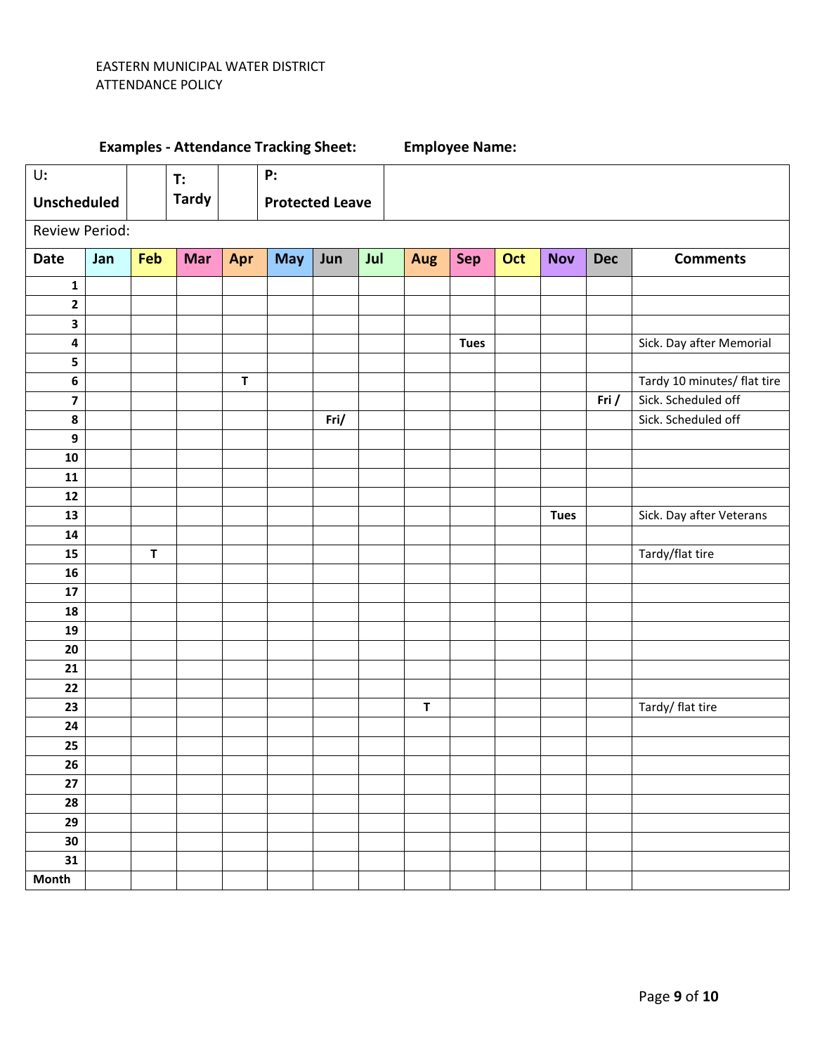EASTERN MUNICIPAL WATER DISTRICT
ATTENDANCE POLICY

**Examples - Attendance Tracking Sheet:** **Employee Name:**

| U: Unscheduled | | T: Tardy | | P: Protected Leave | |
|---|---|---|---|---|---|

Review Period:

| Date | Jan | Feb | Mar | Apr | May | Jun | Jul | Aug | Sep | Oct | Nov | Dec | Comments |
|---|---|---|---|---|---|---|---|---|---|---|---|---|---|
| **1** | | | | | | | | | | | | | |
| **2** | | | | | | | | | | | | | |
| **3** | | | | | | | | | | | | | |
| **4** | | | | | | | | | **Tues** | | | | Sick. Day after Memorial |
| **5** | | | | | | | | | | | | | |
| **6** | | | | **T** | | | | | | | | | Tardy 10 minutes/ flat tire |
| **7** | | | | | | | | | | | | **Fri /** | Sick. Scheduled off |
| **8** | | | | | | **Fri/** | | | | | | | Sick. Scheduled off |
| **9** | | | | | | | | | | | | | |
| **10** | | | | | | | | | | | | | |
| **11** | | | | | | | | | | | | | |
| **12** | | | | | | | | | | | | | |
| **13** | | | | | | | | | | | **Tues** | | Sick. Day after Veterans |
| **14** | | | | | | | | | | | | | |
| **15** | | **T** | | | | | | | | | | | Tardy/flat tire |
| **16** | | | | | | | | | | | | | |
| **17** | | | | | | | | | | | | | |
| **18** | | | | | | | | | | | | | |
| **19** | | | | | | | | | | | | | |
| **20** | | | | | | | | | | | | | |
| **21** | | | | | | | | | | | | | |
| **22** | | | | | | | | | | | | | |
| **23** | | | | | | | | **T** | | | | | Tardy/ flat tire |
| **24** | | | | | | | | | | | | | |
| **25** | | | | | | | | | | | | | |
| **26** | | | | | | | | | | | | | |
| **27** | | | | | | | | | | | | | |
| **28** | | | | | | | | | | | | | |
| **29** | | | | | | | | | | | | | |
| **30** | | | | | | | | | | | | | |
| **31** | | | | | | | | | | | | | |
| **Month** | | | | | | | | | | | | | |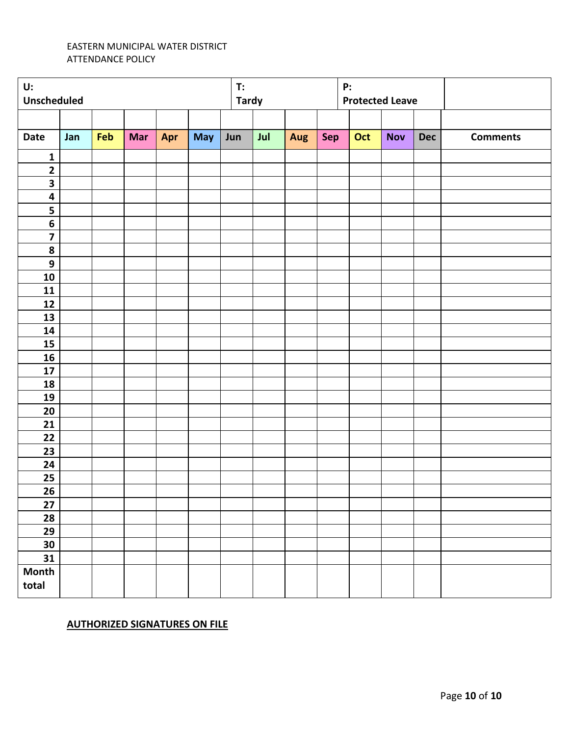EASTERN MUNICIPAL WATER DISTRICT
ATTENDANCE POLICY

| U: Unscheduled | | | | | | T: Tardy | | | P: Protected Leave | | | | |
|---|---|---|---|---|---|---|---|---|---|---|---|---|---|
| | | | | | | | | | | | | | |
| **Date** | **Jan** | **Feb** | **Mar** | **Apr** | **May** | **Jun** | **Jul** | **Aug** | **Sep** | **Oct** | **Nov** | **Dec** | **Comments** |
| **1** | | | | | | | | | | | | | |
| **2** | | | | | | | | | | | | | |
| **3** | | | | | | | | | | | | | |
| **4** | | | | | | | | | | | | | |
| **5** | | | | | | | | | | | | | |
| **6** | | | | | | | | | | | | | |
| **7** | | | | | | | | | | | | | |
| **8** | | | | | | | | | | | | | |
| **9** | | | | | | | | | | | | | |
| **10** | | | | | | | | | | | | | |
| **11** | | | | | | | | | | | | | |
| **12** | | | | | | | | | | | | | |
| **13** | | | | | | | | | | | | | |
| **14** | | | | | | | | | | | | | |
| **15** | | | | | | | | | | | | | |
| **16** | | | | | | | | | | | | | |
| **17** | | | | | | | | | | | | | |
| **18** | | | | | | | | | | | | | |
| **19** | | | | | | | | | | | | | |
| **20** | | | | | | | | | | | | | |
| **21** | | | | | | | | | | | | | |
| **22** | | | | | | | | | | | | | |
| **23** | | | | | | | | | | | | | |
| **24** | | | | | | | | | | | | | |
| **25** | | | | | | | | | | | | | |
| **26** | | | | | | | | | | | | | |
| **27** | | | | | | | | | | | | | |
| **28** | | | | | | | | | | | | | |
| **29** | | | | | | | | | | | | | |
| **30** | | | | | | | | | | | | | |
| **31** | | | | | | | | | | | | | |
| **Month total** | | | | | | | | | | | | | |

**AUTHORIZED SIGNATURES ON FILE**